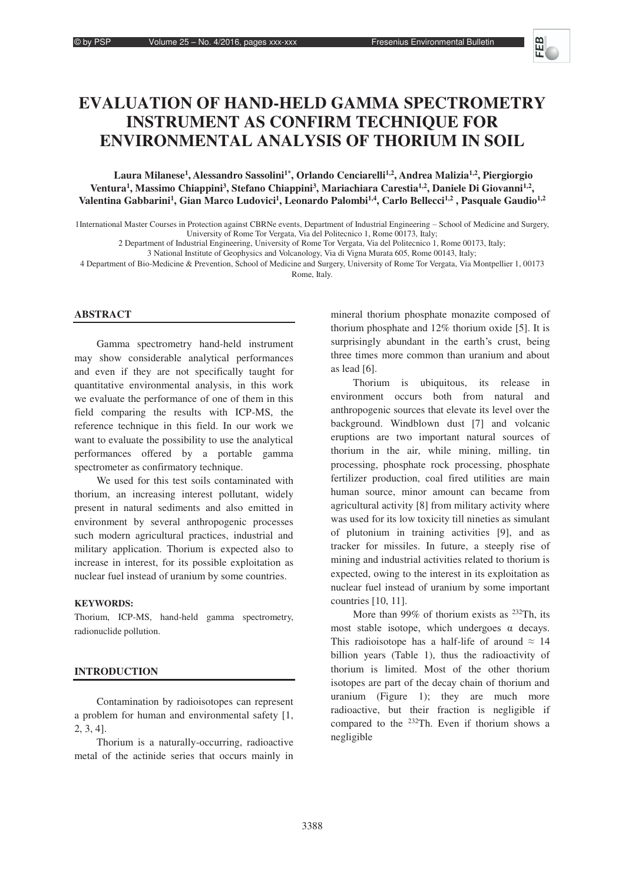# EVALUATION OF HAND-HELD GAMMA SPECTROMETRY INSTRUMENT AS CONFIRM TECHNIQUE FOR ENVIRONMENTAL ANALYSIS OF THORIUM IN SOIL

**Laura Milanese[1], Alessandro Sassolini[1*], Orlando Cenciarelli[1,2], Andrea Malizia[1,2], Piergiorgio Ventura[1], Massimo Chiappini[3], Stefano Chiappini[3], Mariachiara Carestia[1,2], Daniele Di Giovanni[1,2], Valentina Gabbarini[1], Gian Marco Ludovici[1], Leonardo Palombi[1,4], Carlo Bellecci[1,2] , Pasquale Gaudio[1,2]**

1 International Master Courses in Protection against CBRNe events, Department of Industrial Engineering – School of Medicine and Surgery, University of Rome Tor Vergata, Via del Politecnico 1, Rome 00173, Italy;

2 Department of Industrial Engineering, University of Rome Tor Vergata, Via del Politecnico 1, Rome 00173, Italy;

3 National Institute of Geophysics and Volcanology, Via di Vigna Murata 605, Rome 00143, Italy;

4 Department of Bio-Medicine & Prevention, School of Medicine and Surgery, University of Rome Tor Vergata, Via Montpellier 1, 00173 Rome, Italy.

## ABSTRACT

Gamma spectrometry hand-held instrument may show considerable analytical performances and even if they are not specifically taught for quantitative environmental analysis, in this work we evaluate the performance of one of them in this field comparing the results with ICP-MS, the reference technique in this field. In our work we want to evaluate the possibility to use the analytical performances offered by a portable gamma spectrometer as confirmatory technique.

We used for this test soils contaminated with thorium, an increasing interest pollutant, widely present in natural sediments and also emitted in environment by several anthropogenic processes such modern agricultural practices, industrial and military application. Thorium is expected also to increase in interest, for its possible exploitation as nuclear fuel instead of uranium by some countries.

**KEYWORDS:**

Thorium, ICP-MS, hand-held gamma spectrometry, radionuclide pollution.

## INTRODUCTION

Contamination by radioisotopes can represent a problem for human and environmental safety [1, 2, 3, 4].

Thorium is a naturally-occurring, radioactive metal of the actinide series that occurs mainly in mineral thorium phosphate monazite composed of thorium phosphate and 12% thorium oxide [5]. It is surprisingly abundant in the earth's crust, being three times more common than uranium and about as lead [6].

Thorium is ubiquitous, its release in environment occurs both from natural and anthropogenic sources that elevate its level over the background. Windblown dust [7] and volcanic eruptions are two important natural sources of thorium in the air, while mining, milling, tin processing, phosphate rock processing, phosphate fertilizer production, coal fired utilities are main human source, minor amount can became from agricultural activity [8] from military activity where was used for its low toxicity till nineties as simulant of plutonium in training activities [9], and as tracker for missiles. In future, a steeply rise of mining and industrial activities related to thorium is expected, owing to the interest in its exploitation as nuclear fuel instead of uranium by some important countries [10, 11].

More than 99% of thorium exists as $^{232}$Th, its most stable isotope, which undergoes α decays. This radioisotope has a half-life of around ≈ 14 billion years (Table 1), thus the radioactivity of thorium is limited. Most of the other thorium isotopes are part of the decay chain of thorium and uranium (Figure 1); they are much more radioactive, but their fraction is negligible if compared to the $^{232}$Th. Even if thorium shows a negligible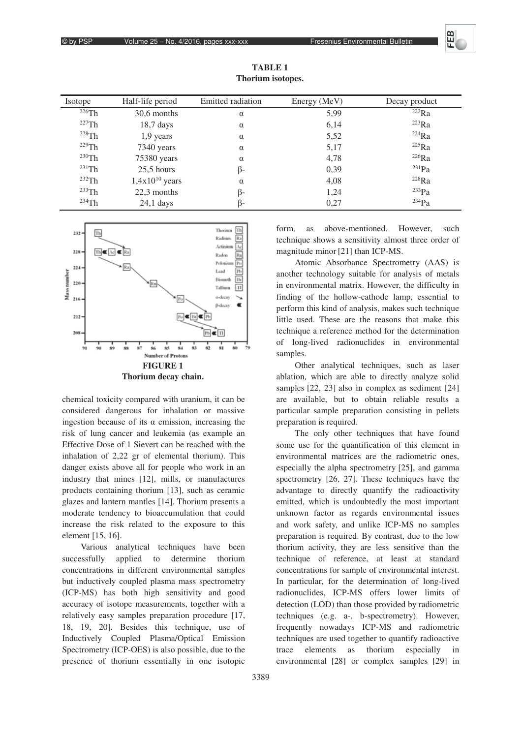**TABLE 1**
**Thorium isotopes.**

| Isotope | Half-life period | Emitted radiation | Energy (MeV) | Decay product |
|---|---|---|---|---|
| $^{226}$Th | 30,6 months | α | 5,99 | $^{222}$Ra |
| $^{227}$Th | 18,7 days | α | 6,14 | $^{223}$Ra |
| $^{228}$Th | 1,9 years | α | 5,52 | $^{224}$Ra |
| $^{229}$Th | 7340 years | α | 5,17 | $^{225}$Ra |
| $^{230}$Th | 75380 years | α | 4,78 | $^{226}$Ra |
| $^{231}$Th | 25,5 hours | β- | 0,39 | $^{231}$Pa |
| $^{232}$Th | $1,4x10^{10}$ years | α | 4,08 | $^{228}$Ra |
| $^{233}$Th | 22,3 months | β- | 1,24 | $^{233}$Pa |
| $^{234}$Th | 24,1 days | β- | 0,27 | $^{234}$Pa |

**FIGURE 1**
**Thorium decay chain.**

chemical toxicity compared with uranium, it can be considered dangerous for inhalation or massive ingestion because of its α emission, increasing the risk of lung cancer and leukemia (as example an Effective Dose of 1 Sievert can be reached with the inhalation of 2,22 gr of elemental thorium). This danger exists above all for people who work in an industry that mines [12], mills, or manufactures products containing thorium [13], such as ceramic glazes and lantern mantles [14]. Thorium presents a moderate tendency to bioaccumulation that could increase the risk related to the exposure to this element [15, 16].

Various analytical techniques have been successfully applied to determine thorium concentrations in different environmental samples but inductively coupled plasma mass spectrometry (ICP-MS) has both high sensitivity and good accuracy of isotope measurements, together with a relatively easy samples preparation procedure [17, 18, 19, 20]. Besides this technique, use of Inductively Coupled Plasma/Optical Emission Spectrometry (ICP-OES) is also possible, due to the presence of thorium essentially in one isotopic form, as above-mentioned. However, such technique shows a sensitivity almost three order of magnitude minor [21] than ICP-MS.

Atomic Absorbance Spectrometry (AAS) is another technology suitable for analysis of metals in environmental matrix. However, the difficulty in finding of the hollow-cathode lamp, essential to perform this kind of analysis, makes such technique little used. These are the reasons that make this technique a reference method for the determination of long-lived radionuclides in environmental samples.

Other analytical techniques, such as laser ablation, which are able to directly analyze solid samples [22, 23] also in complex as sediment [24] are available, but to obtain reliable results a particular sample preparation consisting in pellets preparation is required.

The only other techniques that have found some use for the quantification of this element in environmental matrices are the radiometric ones, especially the alpha spectrometry [25], and gamma spectrometry [26, 27]. These techniques have the advantage to directly quantify the radioactivity emitted, which is undoubtedly the most important unknown factor as regards environmental issues and work safety, and unlike ICP-MS no samples preparation is required. By contrast, due to the low thorium activity, they are less sensitive than the technique of reference, at least at standard concentrations for sample of environmental interest. In particular, for the determination of long-lived radionuclides, ICP-MS offers lower limits of detection (LOD) than those provided by radiometric techniques (e.g. a-, b-spectrometry). However, frequently nowadays ICP-MS and radiometric techniques are used together to quantify radioactive trace elements as thorium especially in environmental [28] or complex samples [29] in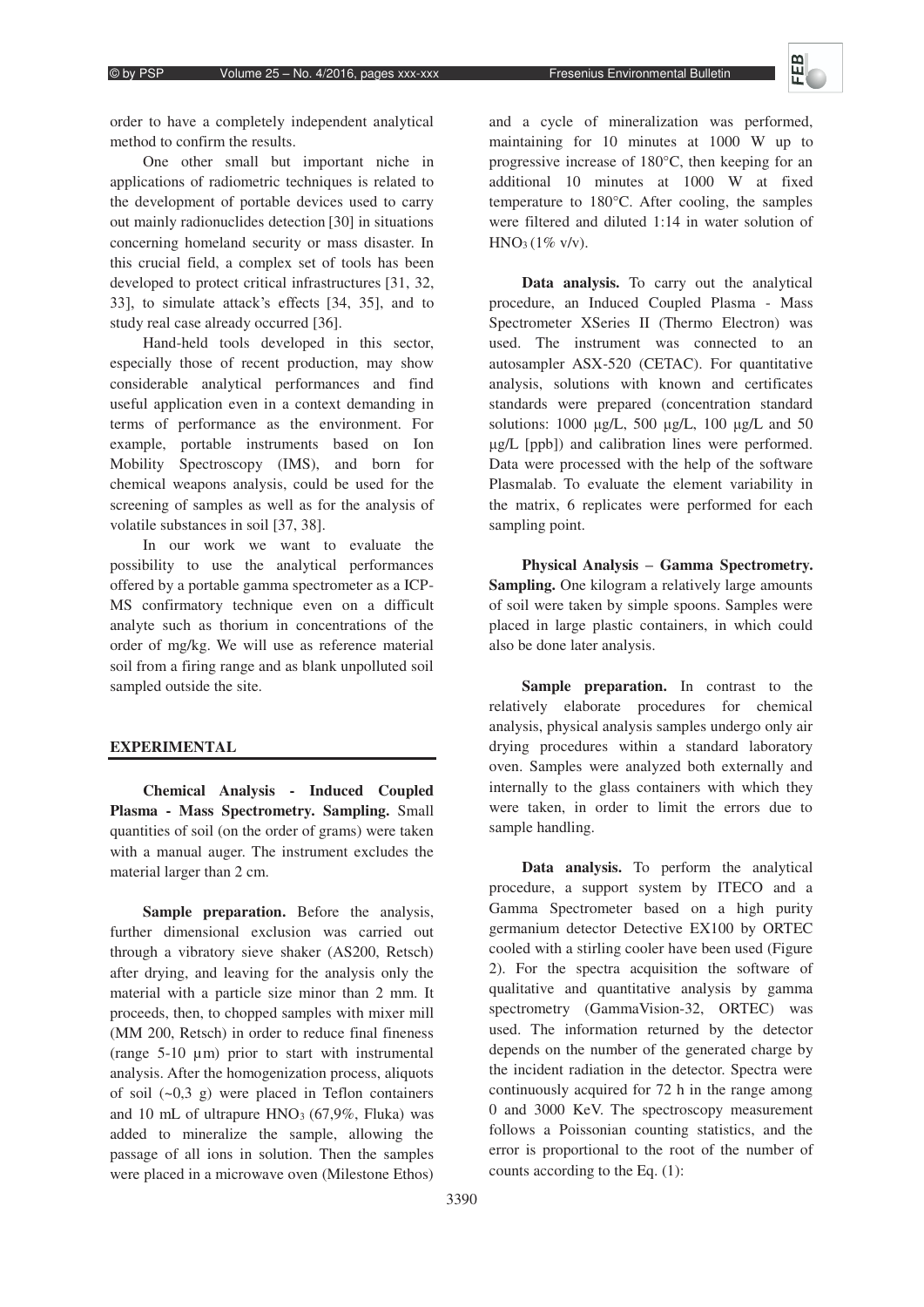order to have a completely independent analytical method to confirm the results.

One other small but important niche in applications of radiometric techniques is related to the development of portable devices used to carry out mainly radionuclides detection [30] in situations concerning homeland security or mass disaster. In this crucial field, a complex set of tools has been developed to protect critical infrastructures [31, 32, 33], to simulate attack's effects [34, 35], and to study real case already occurred [36].

Hand-held tools developed in this sector, especially those of recent production, may show considerable analytical performances and find useful application even in a context demanding in terms of performance as the environment. For example, portable instruments based on Ion Mobility Spectroscopy (IMS), and born for chemical weapons analysis, could be used for the screening of samples as well as for the analysis of volatile substances in soil [37, 38].

In our work we want to evaluate the possibility to use the analytical performances offered by a portable gamma spectrometer as a ICP-MS confirmatory technique even on a difficult analyte such as thorium in concentrations of the order of mg/kg. We will use as reference material soil from a firing range and as blank unpolluted soil sampled outside the site.

## EXPERIMENTAL

**Chemical Analysis - Induced Coupled Plasma - Mass Spectrometry. Sampling.** Small quantities of soil (on the order of grams) were taken with a manual auger. The instrument excludes the material larger than 2 cm.

**Sample preparation.** Before the analysis, further dimensional exclusion was carried out through a vibratory sieve shaker (AS200, Retsch) after drying, and leaving for the analysis only the material with a particle size minor than 2 mm. It proceeds, then, to chopped samples with mixer mill (MM 200, Retsch) in order to reduce final fineness (range 5-10 µm) prior to start with instrumental analysis. After the homogenization process, aliquots of soil (~0,3 g) were placed in Teflon containers and 10 mL of ultrapure $HNO_3$ (67,9%, Fluka) was added to mineralize the sample, allowing the passage of all ions in solution. Then the samples were placed in a microwave oven (Milestone Ethos) and a cycle of mineralization was performed, maintaining for 10 minutes at 1000 W up to progressive increase of 180°C, then keeping for an additional 10 minutes at 1000 W at fixed temperature to 180°C. After cooling, the samples were filtered and diluted 1:14 in water solution of $HNO_3$ (1% v/v).

**Data analysis.** To carry out the analytical procedure, an Induced Coupled Plasma - Mass Spectrometer XSeries II (Thermo Electron) was used. The instrument was connected to an autosampler ASX-520 (CETAC). For quantitative analysis, solutions with known and certificates standards were prepared (concentration standard solutions: 1000 µg/L, 500 µg/L, 100 µg/L and 50 µg/L [ppb]) and calibration lines were performed. Data were processed with the help of the software Plasmalab. To evaluate the element variability in the matrix, 6 replicates were performed for each sampling point.

**Physical Analysis – Gamma Spectrometry. Sampling.** One kilogram a relatively large amounts of soil were taken by simple spoons. Samples were placed in large plastic containers, in which could also be done later analysis.

**Sample preparation.** In contrast to the relatively elaborate procedures for chemical analysis, physical analysis samples undergo only air drying procedures within a standard laboratory oven. Samples were analyzed both externally and internally to the glass containers with which they were taken, in order to limit the errors due to sample handling.

**Data analysis.** To perform the analytical procedure, a support system by ITECO and a Gamma Spectrometer based on a high purity germanium detector Detective EX100 by ORTEC cooled with a stirling cooler have been used (Figure 2). For the spectra acquisition the software of qualitative and quantitative analysis by gamma spectrometry (GammaVision-32, ORTEC) was used. The information returned by the detector depends on the number of the generated charge by the incident radiation in the detector. Spectra were continuously acquired for 72 h in the range among 0 and 3000 KeV. The spectroscopy measurement follows a Poissonian counting statistics, and the error is proportional to the root of the number of counts according to the Eq. (1):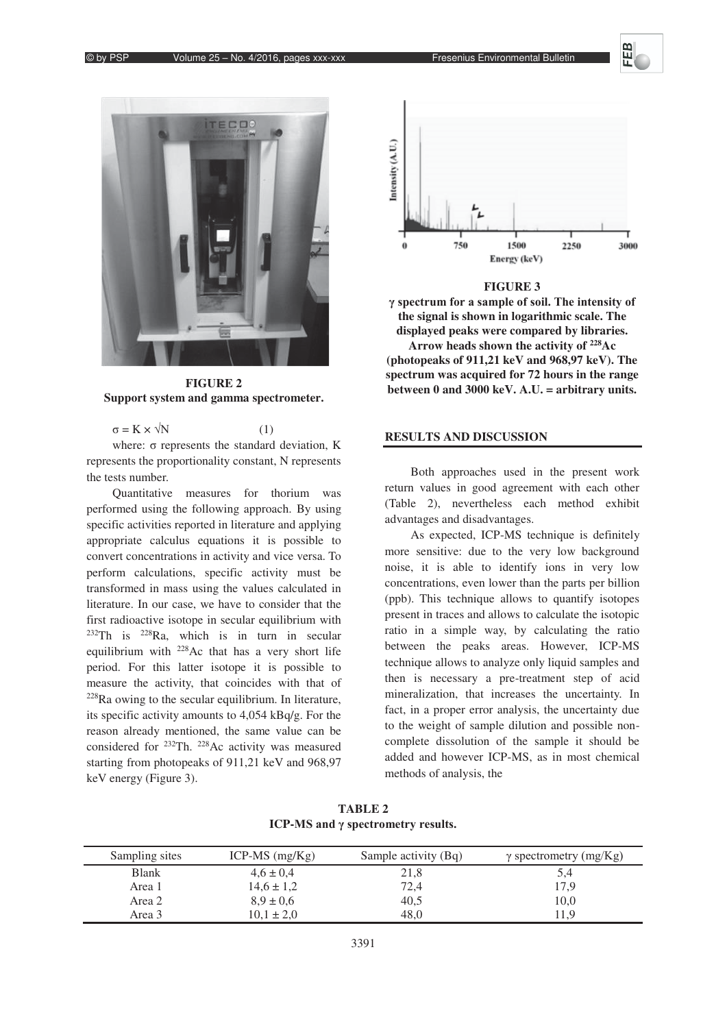**FIGURE 2**
**Support system and gamma spectrometer.**

$$\sigma = K \times \sqrt{N} \quad (1)$$

where: σ represents the standard deviation, K represents the proportionality constant, N represents the tests number.

Quantitative measures for thorium was performed using the following approach. By using specific activities reported in literature and applying appropriate calculus equations it is possible to convert concentrations in activity and vice versa. To perform calculations, specific activity must be transformed in mass using the values calculated in literature. In our case, we have to consider that the first radioactive isotope in secular equilibrium with $^{232}Th$ is $^{228}Ra$, which is in turn in secular equilibrium with $^{228}Ac$ that has a very short life period. For this latter isotope it is possible to measure the activity, that coincides with that of $^{228}Ra$ owing to the secular equilibrium. In literature, its specific activity amounts to 4,054 kBq/g. For the reason already mentioned, the same value can be considered for $^{232}Th$. $^{228}Ac$ activity was measured starting from photopeaks of 911,21 keV and 968,97 keV energy (Figure 3).

**FIGURE 3**
**γ spectrum for a sample of soil. The intensity of the signal is shown in logarithmic scale. The displayed peaks were compared by libraries. Arrow heads shown the activity of $^{228}Ac$ (photopeaks of 911,21 keV and 968,97 keV). The spectrum was acquired for 72 hours in the range between 0 and 3000 keV. A.U. = arbitrary units.**

## RESULTS AND DISCUSSION

Both approaches used in the present work return values in good agreement with each other (Table 2), nevertheless each method exhibit advantages and disadvantages.

As expected, ICP-MS technique is definitely more sensitive: due to the very low background noise, it is able to identify ions in very low concentrations, even lower than the parts per billion (ppb). This technique allows to quantify isotopes present in traces and allows to calculate the isotopic ratio in a simple way, by calculating the ratio between the peaks areas. However, ICP-MS technique allows to analyze only liquid samples and then is necessary a pre-treatment step of acid mineralization, that increases the uncertainty. In fact, in a proper error analysis, the uncertainty due to the weight of sample dilution and possible non-complete dissolution of the sample it should be added and however ICP-MS, as in most chemical methods of analysis, the

**TABLE 2**
**ICP-MS and γ spectrometry results.**

| Sampling sites | ICP-MS (mg/Kg) | Sample activity (Bq) | γ spectrometry (mg/Kg) |
|---|---|---|---|
| Blank | 4,6 ± 0,4 | 21,8 | 5,4 |
| Area 1 | 14,6 ± 1,2 | 72,4 | 17,9 |
| Area 2 | 8,9 ± 0,6 | 40,5 | 10,0 |
| Area 3 | 10,1 ± 2,0 | 48,0 | 11,9 |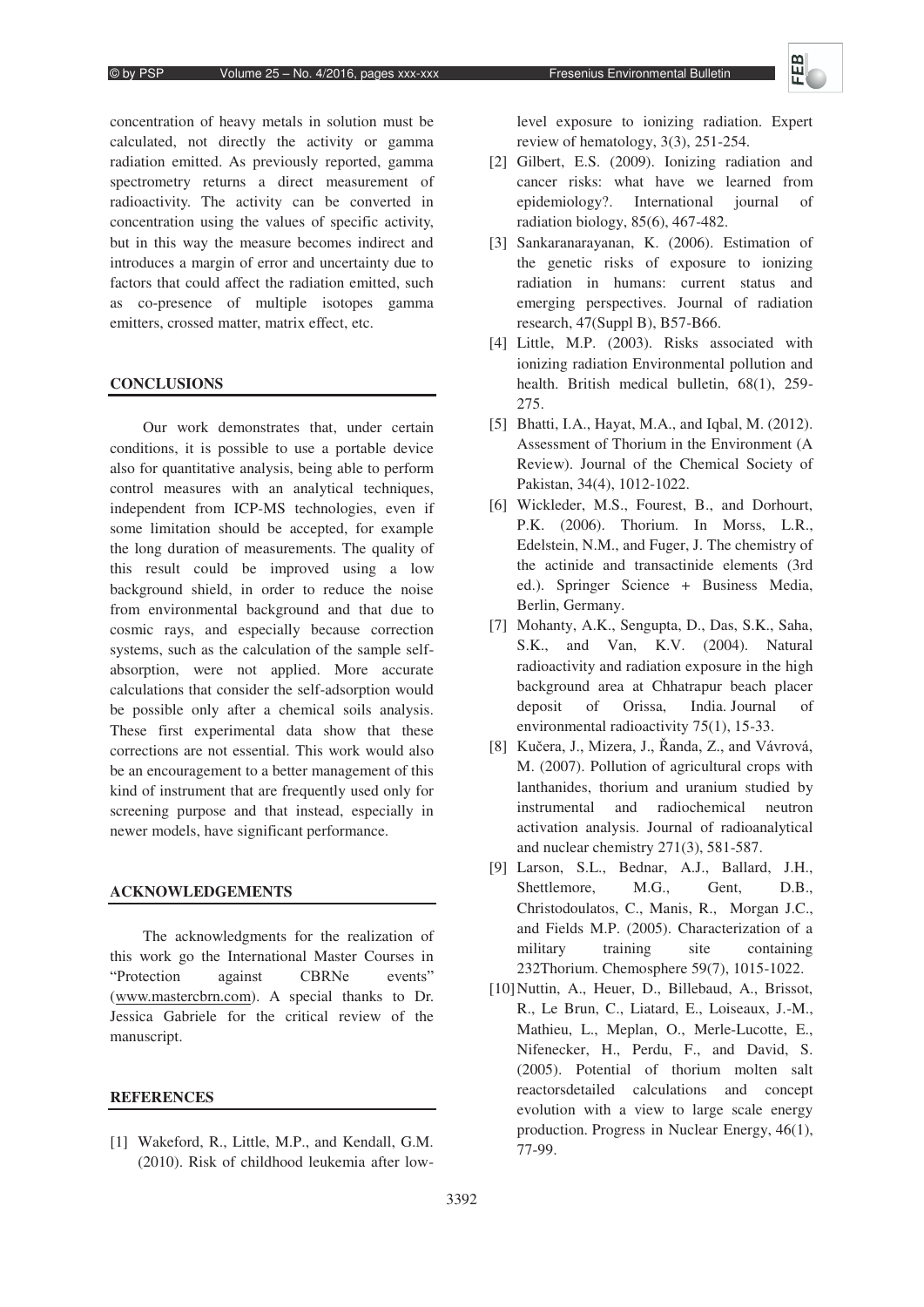concentration of heavy metals in solution must be calculated, not directly the activity or gamma radiation emitted. As previously reported, gamma spectrometry returns a direct measurement of radioactivity. The activity can be converted in concentration using the values of specific activity, but in this way the measure becomes indirect and introduces a margin of error and uncertainty due to factors that could affect the radiation emitted, such as co-presence of multiple isotopes gamma emitters, crossed matter, matrix effect, etc.

## CONCLUSIONS

Our work demonstrates that, under certain conditions, it is possible to use a portable device also for quantitative analysis, being able to perform control measures with an analytical techniques, independent from ICP-MS technologies, even if some limitation should be accepted, for example the long duration of measurements. The quality of this result could be improved using a low background shield, in order to reduce the noise from environmental background and that due to cosmic rays, and especially because correction systems, such as the calculation of the sample self-absorption, were not applied. More accurate calculations that consider the self-adsorption would be possible only after a chemical soils analysis. These first experimental data show that these corrections are not essential. This work would also be an encouragement to a better management of this kind of instrument that are frequently used only for screening purpose and that instead, especially in newer models, have significant performance.

## ACKNOWLEDGEMENTS

The acknowledgments for the realization of this work go the International Master Courses in "Protection against CBRNe events" (www.mastercbrn.com). A special thanks to Dr. Jessica Gabriele for the critical review of the manuscript.

## REFERENCES

[1] Wakeford, R., Little, M.P., and Kendall, G.M. (2010). Risk of childhood leukemia after low-level exposure to ionizing radiation. Expert review of hematology, 3(3), 251-254.

[2] Gilbert, E.S. (2009). Ionizing radiation and cancer risks: what have we learned from epidemiology?. International journal of radiation biology, 85(6), 467-482.

[3] Sankaranarayanan, K. (2006). Estimation of the genetic risks of exposure to ionizing radiation in humans: current status and emerging perspectives. Journal of radiation research, 47(Suppl B), B57-B66.

[4] Little, M.P. (2003). Risks associated with ionizing radiation Environmental pollution and health. British medical bulletin, 68(1), 259-275.

[5] Bhatti, I.A., Hayat, M.A., and Iqbal, M. (2012). Assessment of Thorium in the Environment (A Review). Journal of the Chemical Society of Pakistan, 34(4), 1012-1022.

[6] Wickleder, M.S., Fourest, B., and Dorhourt, P.K. (2006). Thorium. In Morss, L.R., Edelstein, N.M., and Fuger, J. The chemistry of the actinide and transactinide elements (3rd ed.). Springer Science + Business Media, Berlin, Germany.

[7] Mohanty, A.K., Sengupta, D., Das, S.K., Saha, S.K., and Van, K.V. (2004). Natural radioactivity and radiation exposure in the high background area at Chhatrapur beach placer deposit of Orissa, India. Journal of environmental radioactivity 75(1), 15-33.

[8] Kučera, J., Mizera, J., Řanda, Z., and Vávrová, M. (2007). Pollution of agricultural crops with lanthanides, thorium and uranium studied by instrumental and radiochemical neutron activation analysis. Journal of radioanalytical and nuclear chemistry 271(3), 581-587.

[9] Larson, S.L., Bednar, A.J., Ballard, J.H., Shettlemore, M.G., Gent, D.B., Christodoulatos, C., Manis, R., Morgan J.C., and Fields M.P. (2005). Characterization of a military training site containing 232Thorium. Chemosphere 59(7), 1015-1022.

[10] Nuttin, A., Heuer, D., Billebaud, A., Brissot, R., Le Brun, C., Liatard, E., Loiseaux, J.-M., Mathieu, L., Meplan, O., Merle-Lucotte, E., Nifenecker, H., Perdu, F., and David, S. (2005). Potential of thorium molten salt reactorsdetailed calculations and concept evolution with a view to large scale energy production. Progress in Nuclear Energy, 46(1), 77-99.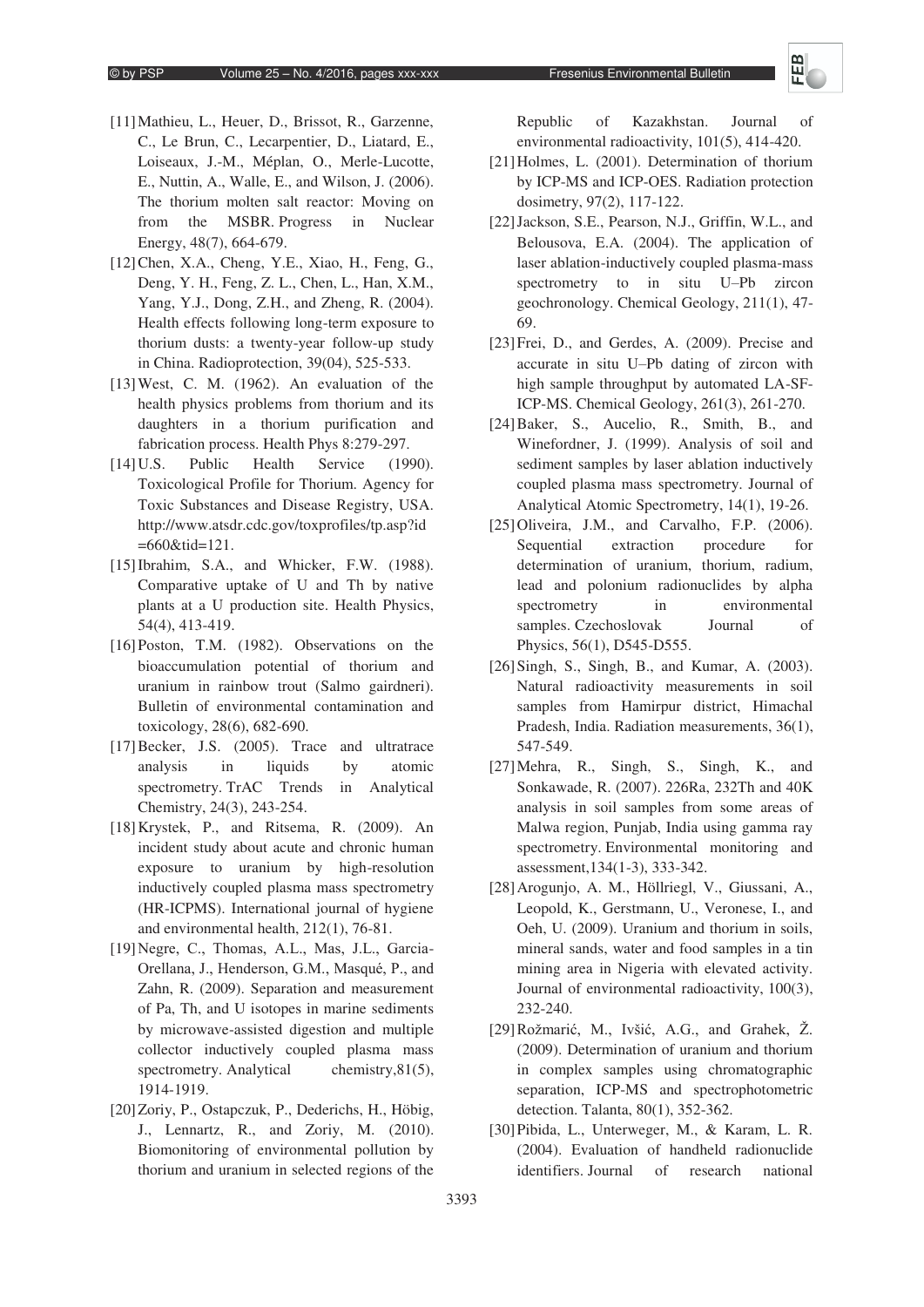[11] Mathieu, L., Heuer, D., Brissot, R., Garzenne, C., Le Brun, C., Lecarpentier, D., Liatard, E., Loiseaux, J.-M., Méplan, O., Merle-Lucotte, E., Nuttin, A., Walle, E., and Wilson, J. (2006). The thorium molten salt reactor: Moving on from the MSBR. Progress in Nuclear Energy, 48(7), 664-679.

[12] Chen, X.A., Cheng, Y.E., Xiao, H., Feng, G., Deng, Y. H., Feng, Z. L., Chen, L., Han, X.M., Yang, Y.J., Dong, Z.H., and Zheng, R. (2004). Health effects following long-term exposure to thorium dusts: a twenty-year follow-up study in China. Radioprotection, 39(04), 525-533.

[13] West, C. M. (1962). An evaluation of the health physics problems from thorium and its daughters in a thorium purification and fabrication process. Health Phys 8:279-297.

[14] U.S. Public Health Service (1990). Toxicological Profile for Thorium. Agency for Toxic Substances and Disease Registry, USA. http://www.atsdr.cdc.gov/toxprofiles/tp.asp?id=660&tid=121.

[15] Ibrahim, S.A., and Whicker, F.W. (1988). Comparative uptake of U and Th by native plants at a U production site. Health Physics, 54(4), 413-419.

[16] Poston, T.M. (1982). Observations on the bioaccumulation potential of thorium and uranium in rainbow trout (Salmo gairdneri). Bulletin of environmental contamination and toxicology, 28(6), 682-690.

[17] Becker, J.S. (2005). Trace and ultratrace analysis in liquids by atomic spectrometry. TrAC Trends in Analytical Chemistry, 24(3), 243-254.

[18] Krystek, P., and Ritsema, R. (2009). An incident study about acute and chronic human exposure to uranium by high-resolution inductively coupled plasma mass spectrometry (HR-ICPMS). International journal of hygiene and environmental health, 212(1), 76-81.

[19] Negre, C., Thomas, A.L., Mas, J.L., Garcia-Orellana, J., Henderson, G.M., Masqué, P., and Zahn, R. (2009). Separation and measurement of Pa, Th, and U isotopes in marine sediments by microwave-assisted digestion and multiple collector inductively coupled plasma mass spectrometry. Analytical chemistry,81(5), 1914-1919.

[20] Zoriy, P., Ostapczuk, P., Dederichs, H., Höbig, J., Lennartz, R., and Zoriy, M. (2010). Biomonitoring of environmental pollution by thorium and uranium in selected regions of the Republic of Kazakhstan. Journal of environmental radioactivity, 101(5), 414-420.

[21] Holmes, L. (2001). Determination of thorium by ICP-MS and ICP-OES. Radiation protection dosimetry, 97(2), 117-122.

[22] Jackson, S.E., Pearson, N.J., Griffin, W.L., and Belousova, E.A. (2004). The application of laser ablation-inductively coupled plasma-mass spectrometry to in situ U–Pb zircon geochronology. Chemical Geology, 211(1), 47-69.

[23] Frei, D., and Gerdes, A. (2009). Precise and accurate in situ U–Pb dating of zircon with high sample throughput by automated LA-SF-ICP-MS. Chemical Geology, 261(3), 261-270.

[24] Baker, S., Aucelio, R., Smith, B., and Winefordner, J. (1999). Analysis of soil and sediment samples by laser ablation inductively coupled plasma mass spectrometry. Journal of Analytical Atomic Spectrometry, 14(1), 19-26.

[25] Oliveira, J.M., and Carvalho, F.P. (2006). Sequential extraction procedure for determination of uranium, thorium, radium, lead and polonium radionuclides by alpha spectrometry in environmental samples. Czechoslovak Journal of Physics, 56(1), D545-D555.

[26] Singh, S., Singh, B., and Kumar, A. (2003). Natural radioactivity measurements in soil samples from Hamirpur district, Himachal Pradesh, India. Radiation measurements, 36(1), 547-549.

[27] Mehra, R., Singh, S., Singh, K., and Sonkawade, R. (2007). 226Ra, 232Th and 40K analysis in soil samples from some areas of Malwa region, Punjab, India using gamma ray spectrometry. Environmental monitoring and assessment,134(1-3), 333-342.

[28] Arogunjo, A. M., Höllriegl, V., Giussani, A., Leopold, K., Gerstmann, U., Veronese, I., and Oeh, U. (2009). Uranium and thorium in soils, mineral sands, water and food samples in a tin mining area in Nigeria with elevated activity. Journal of environmental radioactivity, 100(3), 232-240.

[29] Rožmarić, M., Ivšić, A.G., and Grahek, Ž. (2009). Determination of uranium and thorium in complex samples using chromatographic separation, ICP-MS and spectrophotometric detection. Talanta, 80(1), 352-362.

[30] Pibida, L., Unterweger, M., & Karam, L. R. (2004). Evaluation of handheld radionuclide identifiers. Journal of research national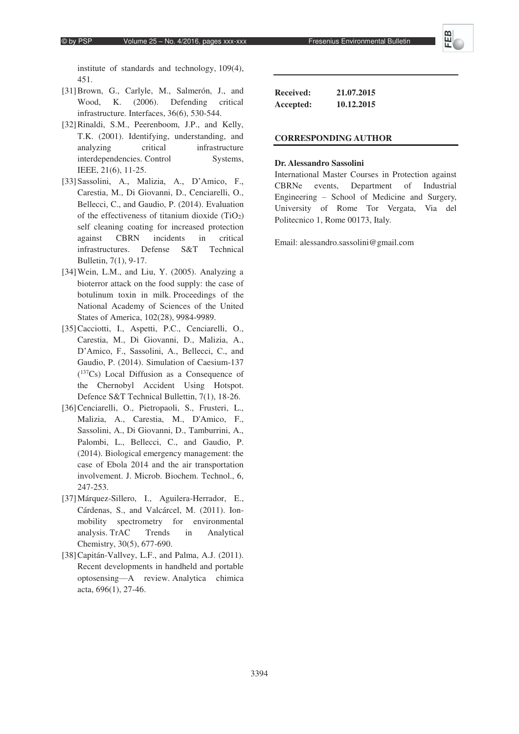institute of standards and technology, 109(4), 451.

[31] Brown, G., Carlyle, M., Salmerón, J., and Wood, K. (2006). Defending critical infrastructure. Interfaces, 36(6), 530-544.

[32] Rinaldi, S.M., Peerenboom, J.P., and Kelly, T.K. (2001). Identifying, understanding, and analyzing critical infrastructure interdependencies. Control Systems, IEEE, 21(6), 11-25.

[33] Sassolini, A., Malizia, A., D'Amico, F., Carestia, M., Di Giovanni, D., Cenciarelli, O., Bellecci, C., and Gaudio, P. (2014). Evaluation of the effectiveness of titanium dioxide ($TiO_2$) self cleaning coating for increased protection against CBRN incidents in critical infrastructures. Defense S&T Technical Bulletin, 7(1), 9-17.

[34] Wein, L.M., and Liu, Y. (2005). Analyzing a bioterror attack on the food supply: the case of botulinum toxin in milk. Proceedings of the National Academy of Sciences of the United States of America, 102(28), 9984-9989.

[35] Cacciotti, I., Aspetti, P.C., Cenciarelli, O., Carestia, M., Di Giovanni, D., Malizia, A., D'Amico, F., Sassolini, A., Bellecci, C., and Gaudio, P. (2014). Simulation of Caesium-137 ($^{137}Cs$) Local Diffusion as a Consequence of the Chernobyl Accident Using Hotspot. Defence S&T Technical Bullettin, 7(1), 18-26.

[36] Cenciarelli, O., Pietropaoli, S., Frusteri, L., Malizia, A., Carestia, M., D'Amico, F., Sassolini, A., Di Giovanni, D., Tamburrini, A., Palombi, L., Bellecci, C., and Gaudio, P. (2014). Biological emergency management: the case of Ebola 2014 and the air transportation involvement. J. Microb. Biochem. Technol., 6, 247-253.

[37] Márquez-Sillero, I., Aguilera-Herrador, E., Cárdenas, S., and Valcárcel, M. (2011). Ion-mobility spectrometry for environmental analysis. TrAC Trends in Analytical Chemistry, 30(5), 677-690.

[38] Capitán-Vallvey, L.F., and Palma, A.J. (2011). Recent developments in handheld and portable optosensing—A review. Analytica chimica acta, 696(1), 27-46.

| | |
|---|---|
| **Received:** | **21.07.2015** |
| **Accepted:** | **10.12.2015** |

**CORRESPONDING AUTHOR**

**Dr. Alessandro Sassolini**

International Master Courses in Protection against CBRNe events, Department of Industrial Engineering – School of Medicine and Surgery, University of Rome Tor Vergata, Via del Politecnico 1, Rome 00173, Italy.

Email: alessandro.sassolini@gmail.com